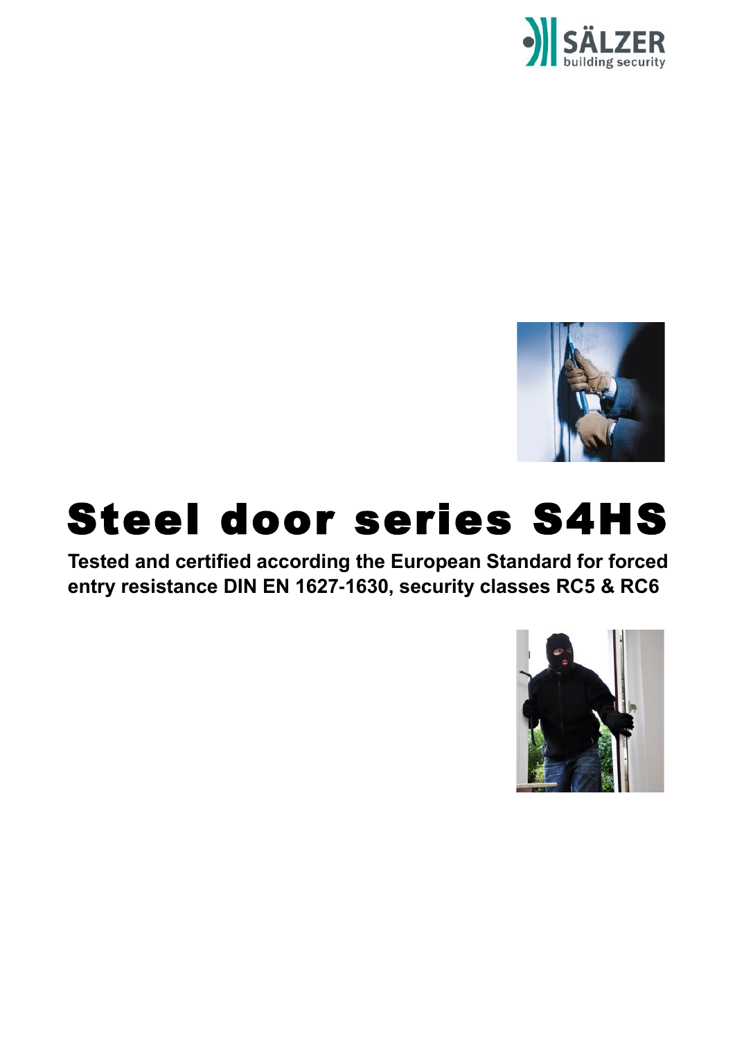SÄLZER
building security

# Steel door series S4HS

**Tested and certified according the European Standard for forced entry resistance DIN EN 1627-1630, security classes RC5 & RC6**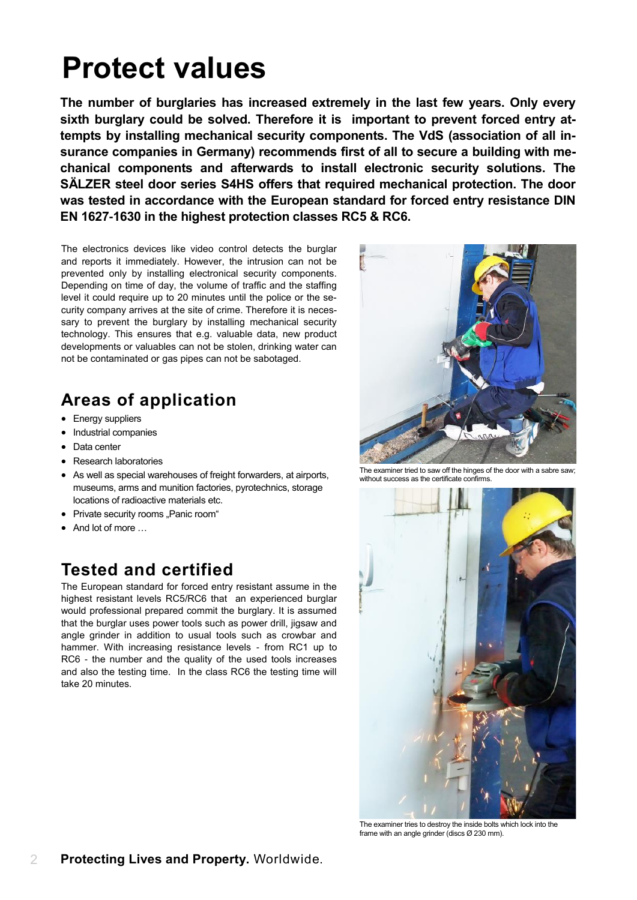# Protect values

**The number of burglaries has increased extremely in the last few years. Only every sixth burglary could be solved. Therefore it is important to prevent forced entry attempts by installing mechanical security components. The VdS (association of all insurance companies in Germany) recommends first of all to secure a building with mechanical components and afterwards to install electronic security solutions. The SÄLZER steel door series S4HS offers that required mechanical protection. The door was tested in accordance with the European standard for forced entry resistance DIN EN 1627-1630 in the highest protection classes RC5 & RC6.**

The electronics devices like video control detects the burglar and reports it immediately. However, the intrusion can not be prevented only by installing electronical security components. Depending on time of day, the volume of traffic and the staffing level it could require up to 20 minutes until the police or the security company arrives at the site of crime. Therefore it is necessary to prevent the burglary by installing mechanical security technology. This ensures that e.g. valuable data, new product developments or valuables can not be stolen, drinking water can not be contaminated or gas pipes can not be sabotaged.

## Areas of application

- Energy suppliers
- Industrial companies
- Data center
- Research laboratories
- As well as special warehouses of freight forwarders, at airports, museums, arms and munition factories, pyrotechnics, storage locations of radioactive materials etc.
- Private security rooms „Panic room“
- And lot of more …

## Tested and certified

The European standard for forced entry resistant assume in the highest resistant levels RC5/RC6 that an experienced burglar would professional prepared commit the burglary. It is assumed that the burglar uses power tools such as power drill, jigsaw and angle grinder in addition to usual tools such as crowbar and hammer. With increasing resistance levels - from RC1 up to RC6 - the number and the quality of the used tools increases and also the testing time. In the class RC6 the testing time will take 20 minutes.

The examiner tried to saw off the hinges of the door with a sabre saw; without success as the certificate confirms.

The examiner tries to destroy the inside bolts which lock into the frame with an angle grinder (discs Ø 230 mm).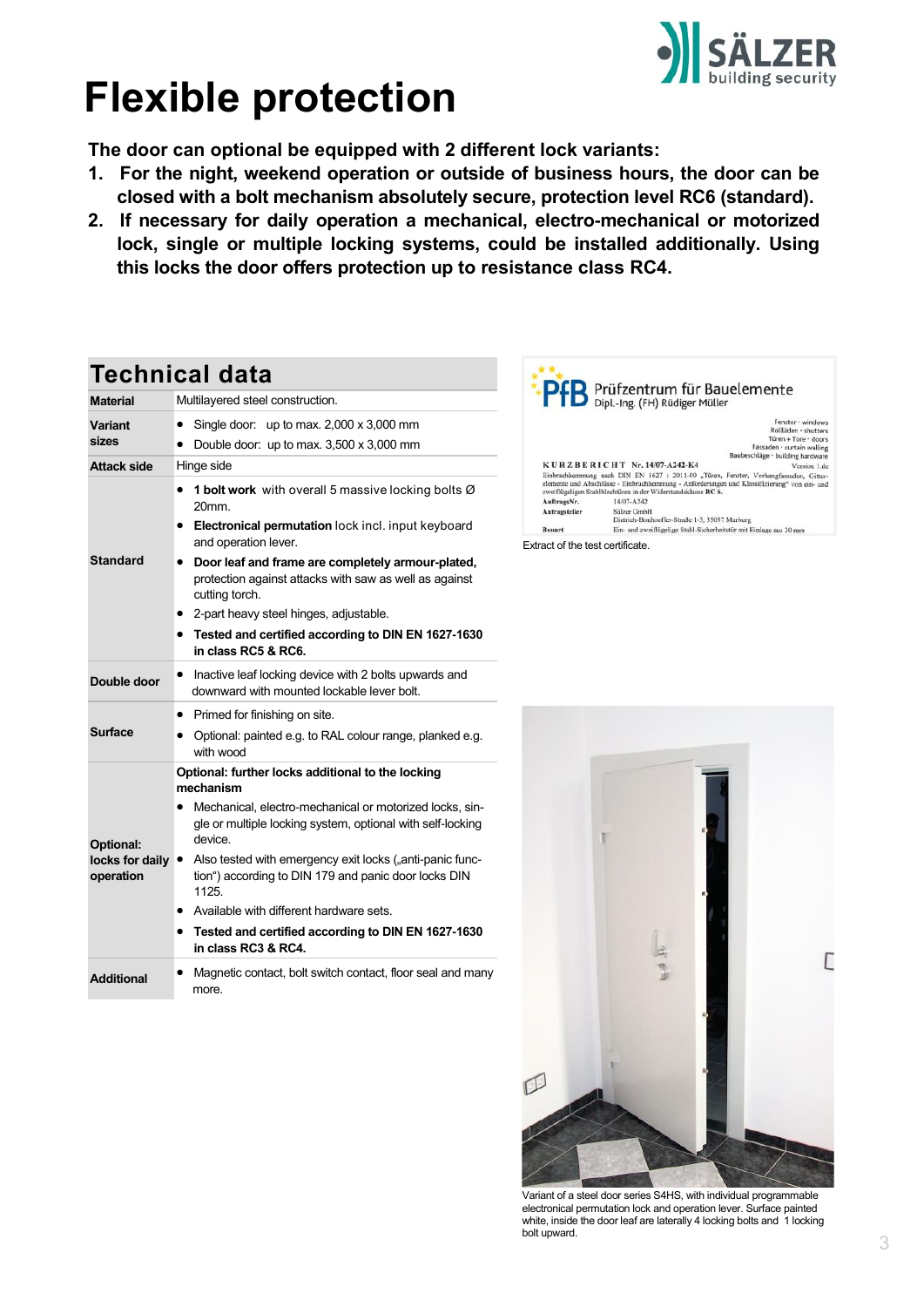# Flexible protection

**The door can optional be equipped with 2 different lock variants:**

1. **For the night, weekend operation or outside of business hours, the door can be closed with a bolt mechanism absolutely secure, protection level RC6 (standard).**
2. **If necessary for daily operation a mechanical, electro-mechanical or motorized lock, single or multiple locking systems, could be installed additionally. Using this locks the door offers protection up to resistance class RC4.**

## Technical data

| | |
|---|---|
| **Material** | Multilayered steel construction. |
| **Variant sizes** | • Single door: up to max. 2,000 x 3,000 mm<br>• Double door: up to max. 3,500 x 3,000 mm |
| **Attack side** | Hinge side |
| **Standard** | • **1 bolt work** with overall 5 massive locking bolts Ø 20mm.<br>• **Electronical permutation** lock incl. input keyboard and operation lever.<br>• **Door leaf and frame are completely armour-plated,** protection against attacks with saw as well as against cutting torch.<br>• 2-part heavy steel hinges, adjustable.<br>• **Tested and certified according to DIN EN 1627-1630 in class RC5 & RC6.** |
| **Double door** | • Inactive leaf locking device with 2 bolts upwards and downward with mounted lockable lever bolt. |
| **Surface** | • Primed for finishing on site.<br>• Optional: painted e.g. to RAL colour range, planked e.g. with wood |
| **Optional: locks for daily operation** | **Optional: further locks additional to the locking mechanism**<br>• Mechanical, electro-mechanical or motorized locks, single or multiple locking system, optional with self-locking device.<br>• Also tested with emergency exit locks („anti-panic function“) according to DIN 179 and panic door locks DIN 1125.<br>• Available with different hardware sets.<br>• **Tested and certified according to DIN EN 1627-1630 in class RC3 & RC4.** |
| **Additional** | • Magnetic contact, bolt switch contact, floor seal and many more. |

Extract of the test certificate.

Variant of a steel door series S4HS, with individual programmable electronical permutation lock and operation lever. Surface painted white, inside the door leaf are laterally 4 locking bolts and 1 locking bolt upward.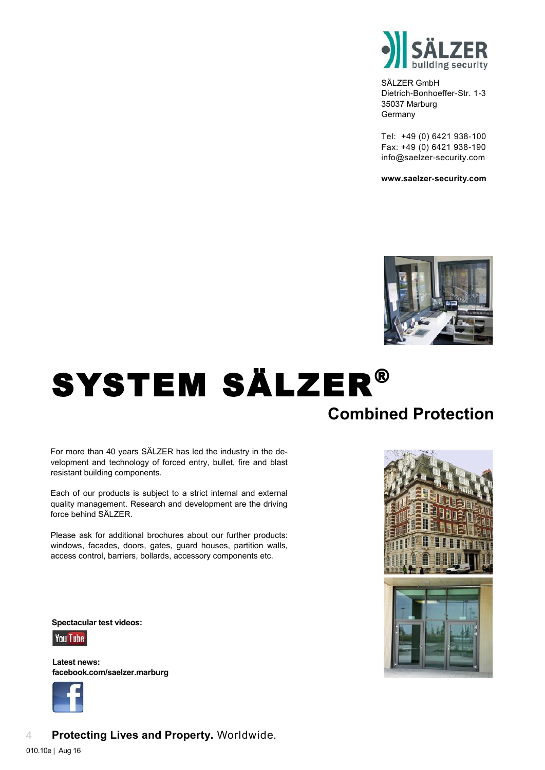SÄLZER GmbH
Dietrich-Bonhoeffer-Str. 1-3
35037 Marburg
Germany

Tel: +49 (0) 6421 938-100
Fax: +49 (0) 6421 938-190
info@saelzer-security.com

**www.saelzer-security.com**

# SYSTEM SÄLZER®

## Combined Protection

For more than 40 years SÄLZER has led the industry in the development and technology of forced entry, bullet, fire and blast resistant building components.

Each of our products is subject to a strict internal and external quality management. Research and development are the driving force behind SÄLZER.

Please ask for additional brochures about our further products: windows, facades, doors, gates, guard houses, partition walls, access control, barriers, bollards, accessory components etc.

**Spectacular test videos:**

**Latest news:**
**facebook.com/saelzer.marburg**

**Protecting Lives and Property.** Worldwide.

010.10e | Aug 16